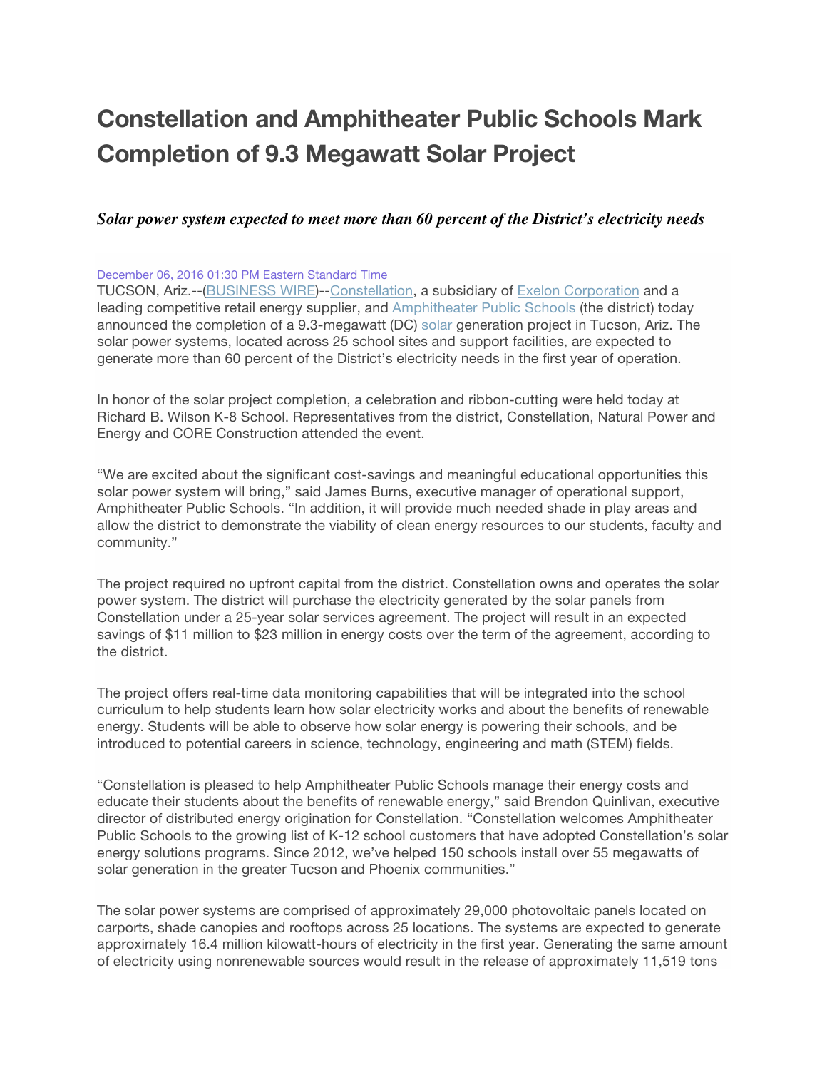# Constellation and Amphitheater Public Schools Mark Completion of 9.3 Megawatt Solar Project

***Solar power system expected to meet more than 60 percent of the District's electricity needs***

December 06, 2016 01:30 PM Eastern Standard Time

TUCSON, Ariz.--(BUSINESS WIRE)--Constellation, a subsidiary of Exelon Corporation and a leading competitive retail energy supplier, and Amphitheater Public Schools (the district) today announced the completion of a 9.3-megawatt (DC) solar generation project in Tucson, Ariz. The solar power systems, located across 25 school sites and support facilities, are expected to generate more than 60 percent of the District's electricity needs in the first year of operation.

In honor of the solar project completion, a celebration and ribbon-cutting were held today at Richard B. Wilson K-8 School. Representatives from the district, Constellation, Natural Power and Energy and CORE Construction attended the event.

"We are excited about the significant cost-savings and meaningful educational opportunities this solar power system will bring," said James Burns, executive manager of operational support, Amphitheater Public Schools. "In addition, it will provide much needed shade in play areas and allow the district to demonstrate the viability of clean energy resources to our students, faculty and community."

The project required no upfront capital from the district. Constellation owns and operates the solar power system. The district will purchase the electricity generated by the solar panels from Constellation under a 25-year solar services agreement. The project will result in an expected savings of $11 million to $23 million in energy costs over the term of the agreement, according to the district.

The project offers real-time data monitoring capabilities that will be integrated into the school curriculum to help students learn how solar electricity works and about the benefits of renewable energy. Students will be able to observe how solar energy is powering their schools, and be introduced to potential careers in science, technology, engineering and math (STEM) fields.

"Constellation is pleased to help Amphitheater Public Schools manage their energy costs and educate their students about the benefits of renewable energy," said Brendon Quinlivan, executive director of distributed energy origination for Constellation. "Constellation welcomes Amphitheater Public Schools to the growing list of K-12 school customers that have adopted Constellation's solar energy solutions programs. Since 2012, we've helped 150 schools install over 55 megawatts of solar generation in the greater Tucson and Phoenix communities."

The solar power systems are comprised of approximately 29,000 photovoltaic panels located on carports, shade canopies and rooftops across 25 locations. The systems are expected to generate approximately 16.4 million kilowatt-hours of electricity in the first year. Generating the same amount of electricity using nonrenewable sources would result in the release of approximately 11,519 tons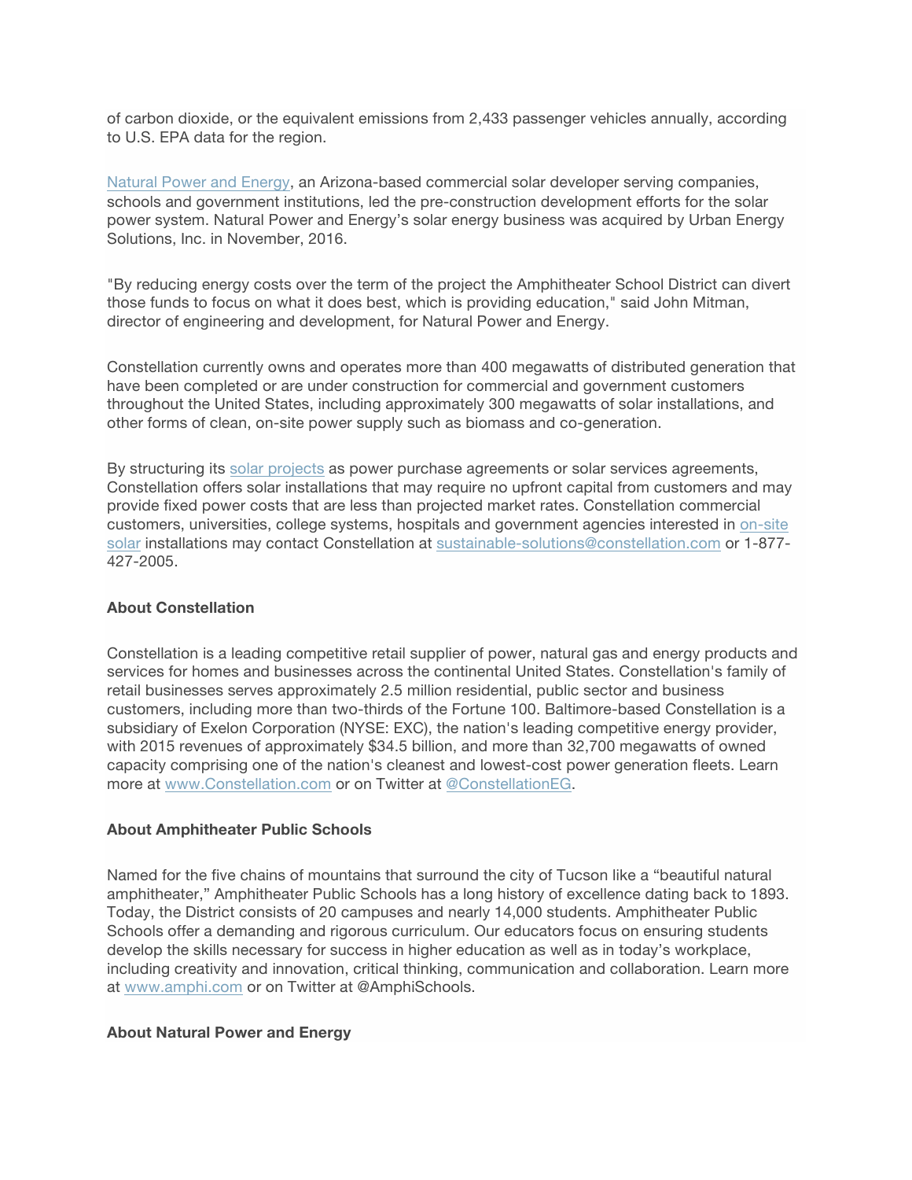of carbon dioxide, or the equivalent emissions from 2,433 passenger vehicles annually, according to U.S. EPA data for the region.

[Natural Power and Energy](), an Arizona-based commercial solar developer serving companies, schools and government institutions, led the pre-construction development efforts for the solar power system. Natural Power and Energy's solar energy business was acquired by Urban Energy Solutions, Inc. in November, 2016.

"By reducing energy costs over the term of the project the Amphitheater School District can divert those funds to focus on what it does best, which is providing education," said John Mitman, director of engineering and development, for Natural Power and Energy.

Constellation currently owns and operates more than 400 megawatts of distributed generation that have been completed or are under construction for commercial and government customers throughout the United States, including approximately 300 megawatts of solar installations, and other forms of clean, on-site power supply such as biomass and co-generation.

By structuring its solar projects as power purchase agreements or solar services agreements, Constellation offers solar installations that may require no upfront capital from customers and may provide fixed power costs that are less than projected market rates. Constellation commercial customers, universities, college systems, hospitals and government agencies interested in on-site solar installations may contact Constellation at sustainable-solutions@constellation.com or 1-877-427-2005.

**About Constellation**

Constellation is a leading competitive retail supplier of power, natural gas and energy products and services for homes and businesses across the continental United States. Constellation's family of retail businesses serves approximately 2.5 million residential, public sector and business customers, including more than two-thirds of the Fortune 100. Baltimore-based Constellation is a subsidiary of Exelon Corporation (NYSE: EXC), the nation's leading competitive energy provider, with 2015 revenues of approximately $34.5 billion, and more than 32,700 megawatts of owned capacity comprising one of the nation's cleanest and lowest-cost power generation fleets. Learn more at www.Constellation.com or on Twitter at @ConstellationEG.

**About Amphitheater Public Schools**

Named for the five chains of mountains that surround the city of Tucson like a "beautiful natural amphitheater," Amphitheater Public Schools has a long history of excellence dating back to 1893. Today, the District consists of 20 campuses and nearly 14,000 students. Amphitheater Public Schools offer a demanding and rigorous curriculum. Our educators focus on ensuring students develop the skills necessary for success in higher education as well as in today's workplace, including creativity and innovation, critical thinking, communication and collaboration. Learn more at www.amphi.com or on Twitter at @AmphiSchools.

**About Natural Power and Energy**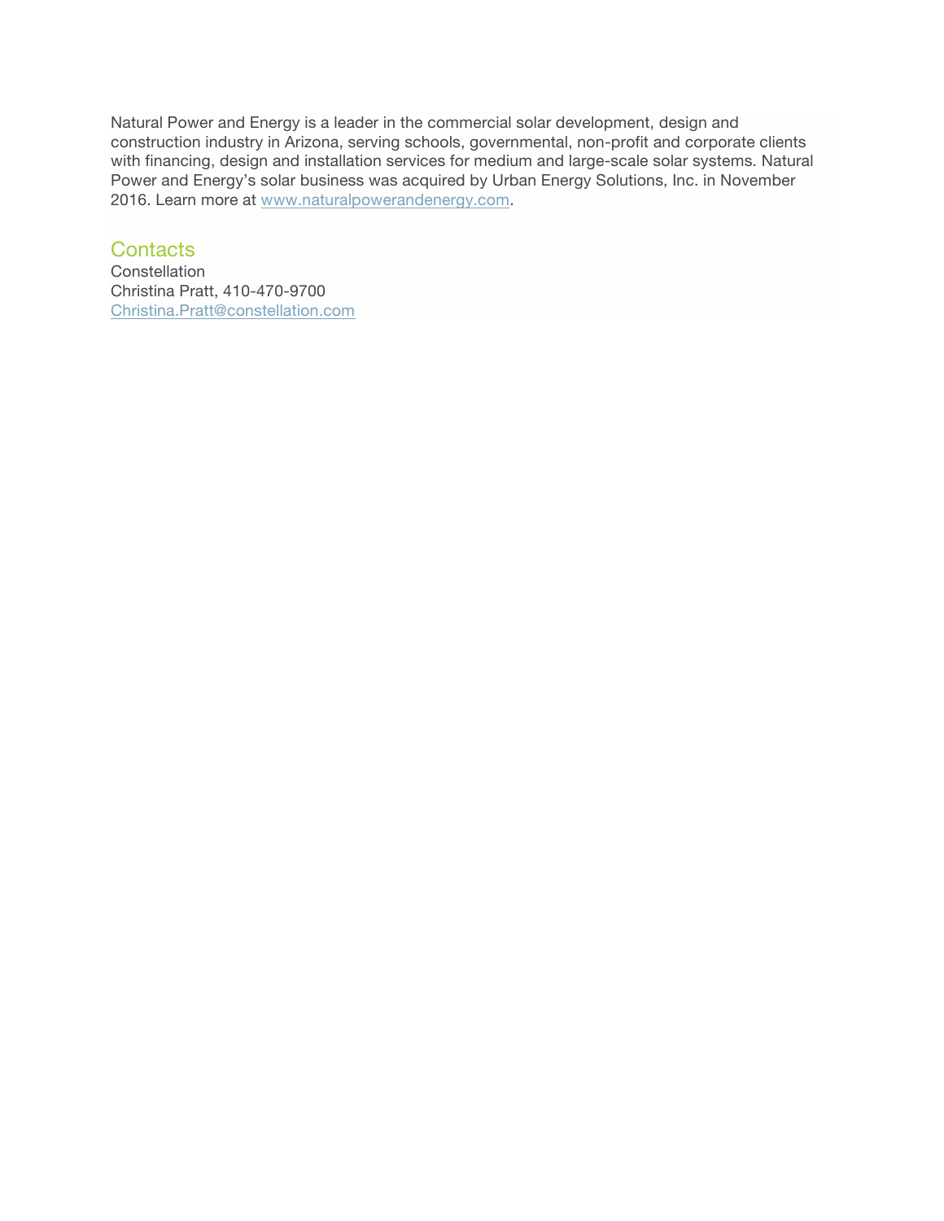Natural Power and Energy is a leader in the commercial solar development, design and construction industry in Arizona, serving schools, governmental, non-profit and corporate clients with financing, design and installation services for medium and large-scale solar systems. Natural Power and Energy's solar business was acquired by Urban Energy Solutions, Inc. in November 2016. Learn more at [www.naturalpowerandenergy.com](http://www.naturalpowerandenergy.com).

## Contacts

Constellation
Christina Pratt, 410-470-9700
[Christina.Pratt@constellation.com](mailto:Christina.Pratt@constellation.com)